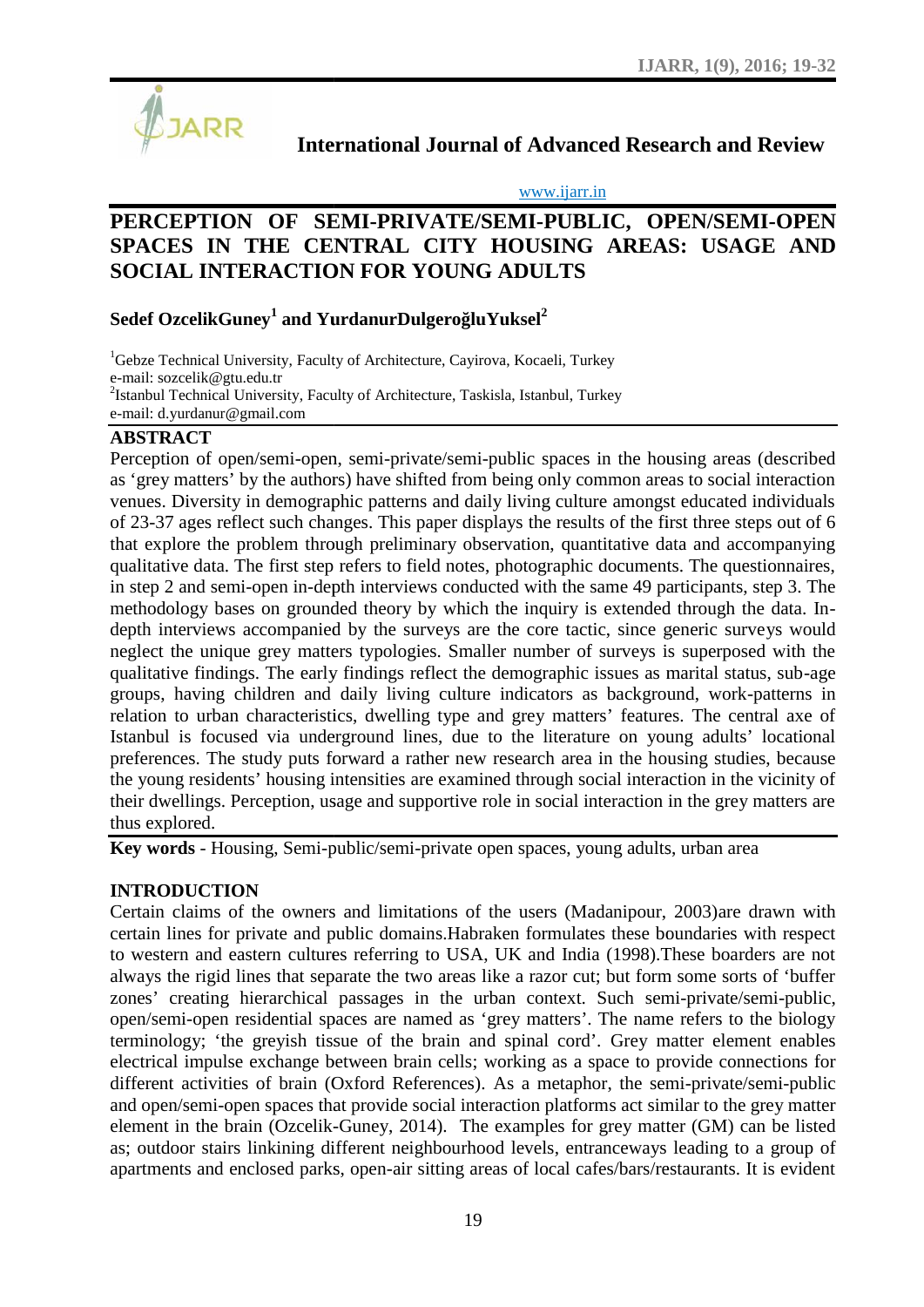# International Journal of Advanced Research and Review

www.ijarr.in

# PERCEPTION OF SEMI-PRIVATE/SEMI-PUBLIC, OPEN/SEMI-OPEN SPACES IN THE CENTRAL CITY HOUSING AREAS: USAGE AND SOCIAL INTERACTION FOR YOUNG ADULTS

**Sedef OzcelikGuney[1] and YurdanurDulgeroğluYuksel[2]**

[1]Gebze Technical University, Faculty of Architecture, Cayirova, Kocaeli, Turkey
e-mail: sozcelik@gtu.edu.tr
[2]Istanbul Technical University, Faculty of Architecture, Taskisla, Istanbul, Turkey
e-mail: d.yurdanur@gmail.com

## ABSTRACT

Perception of open/semi-open, semi-private/semi-public spaces in the housing areas (described as 'grey matters' by the authors) have shifted from being only common areas to social interaction venues. Diversity in demographic patterns and daily living culture amongst educated individuals of 23-37 ages reflect such changes. This paper displays the results of the first three steps out of 6 that explore the problem through preliminary observation, quantitative data and accompanying qualitative data. The first step refers to field notes, photographic documents. The questionnaires, in step 2 and semi-open in-depth interviews conducted with the same 49 participants, step 3. The methodology bases on grounded theory by which the inquiry is extended through the data. In-depth interviews accompanied by the surveys are the core tactic, since generic surveys would neglect the unique grey matters typologies. Smaller number of surveys is superposed with the qualitative findings. The early findings reflect the demographic issues as marital status, sub-age groups, having children and daily living culture indicators as background, work-patterns in relation to urban characteristics, dwelling type and grey matters' features. The central axe of Istanbul is focused via underground lines, due to the literature on young adults' locational preferences. The study puts forward a rather new research area in the housing studies, because the young residents' housing intensities are examined through social interaction in the vicinity of their dwellings. Perception, usage and supportive role in social interaction in the grey matters are thus explored.

**Key words** - Housing, Semi-public/semi-private open spaces, young adults, urban area

## INTRODUCTION

Certain claims of the owners and limitations of the users (Madanipour, 2003)are drawn with certain lines for private and public domains.Habraken formulates these boundaries with respect to western and eastern cultures referring to USA, UK and India (1998).These boarders are not always the rigid lines that separate the two areas like a razor cut; but form some sorts of 'buffer zones' creating hierarchical passages in the urban context. Such semi-private/semi-public, open/semi-open residential spaces are named as 'grey matters'. The name refers to the biology terminology; 'the greyish tissue of the brain and spinal cord'. Grey matter element enables electrical impulse exchange between brain cells; working as a space to provide connections for different activities of brain (Oxford References). As a metaphor, the semi-private/semi-public and open/semi-open spaces that provide social interaction platforms act similar to the grey matter element in the brain (Ozcelik-Guney, 2014). The examples for grey matter (GM) can be listed as; outdoor stairs linkining different neighbourhood levels, entranceways leading to a group of apartments and enclosed parks, open-air sitting areas of local cafes/bars/restaurants. It is evident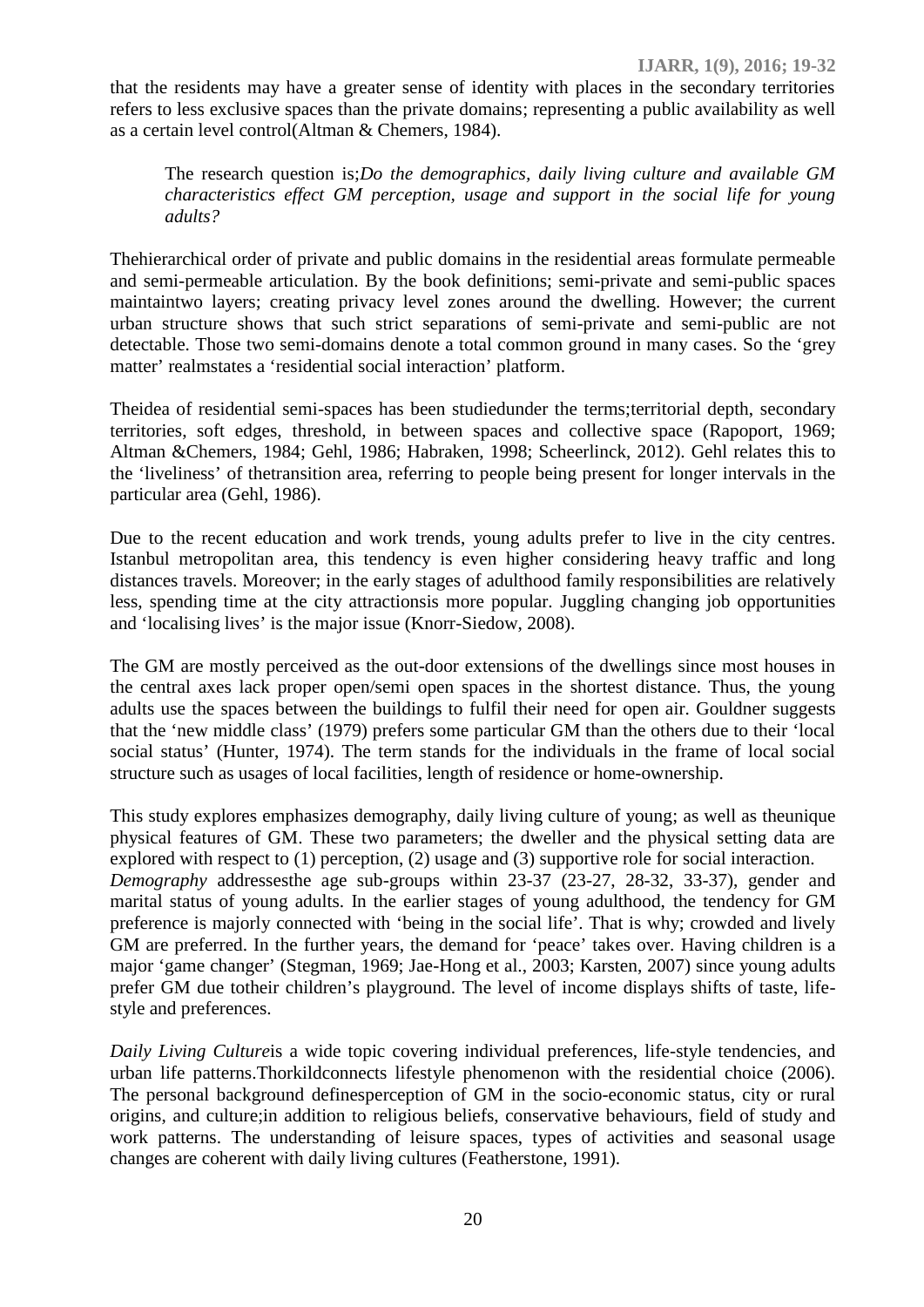that the residents may have a greater sense of identity with places in the secondary territories refers to less exclusive spaces than the private domains; representing a public availability as well as a certain level control(Altman & Chemers, 1984).

> The research question is;*Do the demographics, daily living culture and available GM characteristics effect GM perception, usage and support in the social life for young adults?*

Thehierarchical order of private and public domains in the residential areas formulate permeable and semi-permeable articulation. By the book definitions; semi-private and semi-public spaces maintaintwo layers; creating privacy level zones around the dwelling. However; the current urban structure shows that such strict separations of semi-private and semi-public are not detectable. Those two semi-domains denote a total common ground in many cases. So the 'grey matter' realmstates a 'residential social interaction' platform.

Theidea of residential semi-spaces has been studiedunder the terms;territorial depth, secondary territories, soft edges, threshold, in between spaces and collective space (Rapoport, 1969; Altman &Chemers, 1984; Gehl, 1986; Habraken, 1998; Scheerlinck, 2012). Gehl relates this to the 'liveliness' of thetransition area, referring to people being present for longer intervals in the particular area (Gehl, 1986).

Due to the recent education and work trends, young adults prefer to live in the city centres. Istanbul metropolitan area, this tendency is even higher considering heavy traffic and long distances travels. Moreover; in the early stages of adulthood family responsibilities are relatively less, spending time at the city attractionsis more popular. Juggling changing job opportunities and 'localising lives' is the major issue (Knorr-Siedow, 2008).

The GM are mostly perceived as the out-door extensions of the dwellings since most houses in the central axes lack proper open/semi open spaces in the shortest distance. Thus, the young adults use the spaces between the buildings to fulfil their need for open air. Gouldner suggests that the 'new middle class' (1979) prefers some particular GM than the others due to their 'local social status' (Hunter, 1974). The term stands for the individuals in the frame of local social structure such as usages of local facilities, length of residence or home-ownership.

This study explores emphasizes demography, daily living culture of young; as well as theunique physical features of GM. These two parameters; the dweller and the physical setting data are explored with respect to (1) perception, (2) usage and (3) supportive role for social interaction.

*Demography* addressesthe age sub-groups within 23-37 (23-27, 28-32, 33-37), gender and marital status of young adults. In the earlier stages of young adulthood, the tendency for GM preference is majorly connected with 'being in the social life'. That is why; crowded and lively GM are preferred. In the further years, the demand for 'peace' takes over. Having children is a major 'game changer' (Stegman, 1969; Jae-Hong et al., 2003; Karsten, 2007) since young adults prefer GM due totheir children's playground. The level of income displays shifts of taste, life-style and preferences.

*Daily Living Culture*is a wide topic covering individual preferences, life-style tendencies, and urban life patterns.Thorkildconnects lifestyle phenomenon with the residential choice (2006). The personal background definesperception of GM in the socio-economic status, city or rural origins, and culture;in addition to religious beliefs, conservative behaviours, field of study and work patterns. The understanding of leisure spaces, types of activities and seasonal usage changes are coherent with daily living cultures (Featherstone, 1991).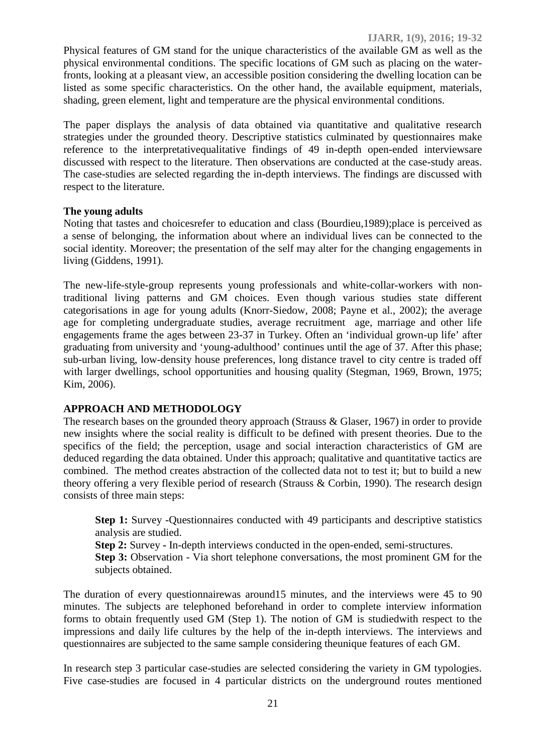Physical features of GM stand for the unique characteristics of the available GM as well as the physical environmental conditions. The specific locations of GM such as placing on the water-fronts, looking at a pleasant view, an accessible position considering the dwelling location can be listed as some specific characteristics. On the other hand, the available equipment, materials, shading, green element, light and temperature are the physical environmental conditions.

The paper displays the analysis of data obtained via quantitative and qualitative research strategies under the grounded theory. Descriptive statistics culminated by questionnaires make reference to the interpretativequalitative findings of 49 in-depth open-ended interviewsare discussed with respect to the literature. Then observations are conducted at the case-study areas. The case-studies are selected regarding the in-depth interviews. The findings are discussed with respect to the literature.

**The young adults**

Noting that tastes and choicesrefer to education and class (Bourdieu,1989);place is perceived as a sense of belonging, the information about where an individual lives can be connected to the social identity. Moreover; the presentation of the self may alter for the changing engagements in living (Giddens, 1991).

The new-life-style-group represents young professionals and white-collar-workers with non-traditional living patterns and GM choices. Even though various studies state different categorisations in age for young adults (Knorr-Siedow, 2008; Payne et al., 2002); the average age for completing undergraduate studies, average recruitment age, marriage and other life engagements frame the ages between 23-37 in Turkey. Often an 'individual grown-up life' after graduating from university and 'young-adulthood' continues until the age of 37. After this phase; sub-urban living, low-density house preferences, long distance travel to city centre is traded off with larger dwellings, school opportunities and housing quality (Stegman, 1969, Brown, 1975; Kim, 2006).

## APPROACH AND METHODOLOGY

The research bases on the grounded theory approach (Strauss & Glaser, 1967) in order to provide new insights where the social reality is difficult to be defined with present theories. Due to the specifics of the field; the perception, usage and social interaction characteristics of GM are deduced regarding the data obtained. Under this approach; qualitative and quantitative tactics are combined. The method creates abstraction of the collected data not to test it; but to build a new theory offering a very flexible period of research (Strauss & Corbin, 1990). The research design consists of three main steps:

**Step 1:** Survey -Questionnaires conducted with 49 participants and descriptive statistics analysis are studied.

**Step 2:** Survey **-** In-depth interviews conducted in the open-ended, semi-structures.

**Step 3:** Observation - Via short telephone conversations, the most prominent GM for the subjects obtained.

The duration of every questionnairewas around15 minutes, and the interviews were 45 to 90 minutes. The subjects are telephoned beforehand in order to complete interview information forms to obtain frequently used GM (Step 1). The notion of GM is studiedwith respect to the impressions and daily life cultures by the help of the in-depth interviews. The interviews and questionnaires are subjected to the same sample considering theunique features of each GM.

In research step 3 particular case-studies are selected considering the variety in GM typologies. Five case-studies are focused in 4 particular districts on the underground routes mentioned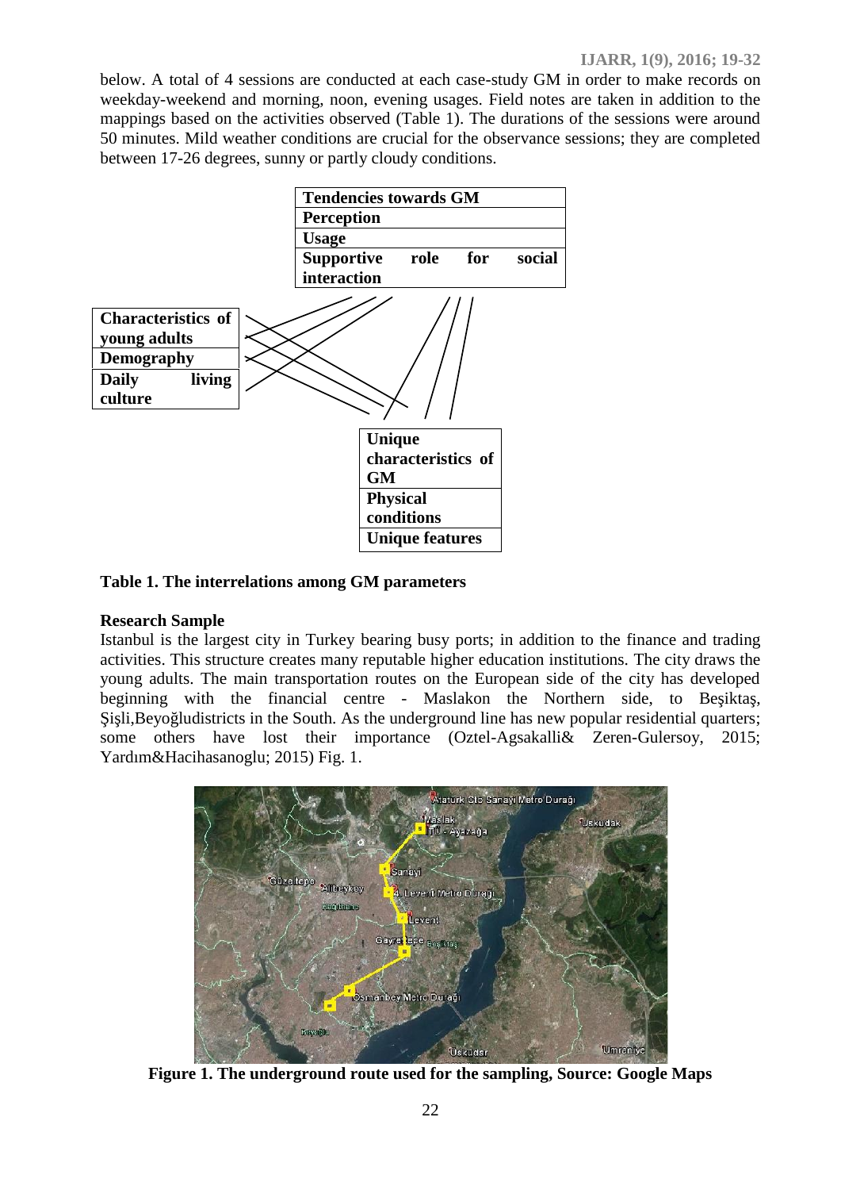below. A total of 4 sessions are conducted at each case-study GM in order to make records on weekday-weekend and morning, noon, evening usages. Field notes are taken in addition to the mappings based on the activities observed (Table 1). The durations of the sessions were around 50 minutes. Mild weather conditions are crucial for the observance sessions; they are completed between 17-26 degrees, sunny or partly cloudy conditions.

| Tendencies towards GM |
|---|
| Perception |
| Usage |
| Supportive role for social interaction |

| Characteristics of young adults |
|---|
| Demography |
| Daily living culture |

| Unique characteristics of GM |
|---|
| Physical conditions |
| Unique features |

**Table 1. The interrelations among GM parameters**

**Research Sample**

Istanbul is the largest city in Turkey bearing busy ports; in addition to the finance and trading activities. This structure creates many reputable higher education institutions. The city draws the young adults. The main transportation routes on the European side of the city has developed beginning with the financial centre - Maslakon the Northern side, to Beşiktaş, Şişli,Beyoğludistricts in the South. As the underground line has new popular residential quarters; some others have lost their importance (Oztel-Agsakalli& Zeren-Gulersoy, 2015; Yardım&Hacihasanoglu; 2015) Fig. 1.

**Figure 1. The underground route used for the sampling, Source: Google Maps**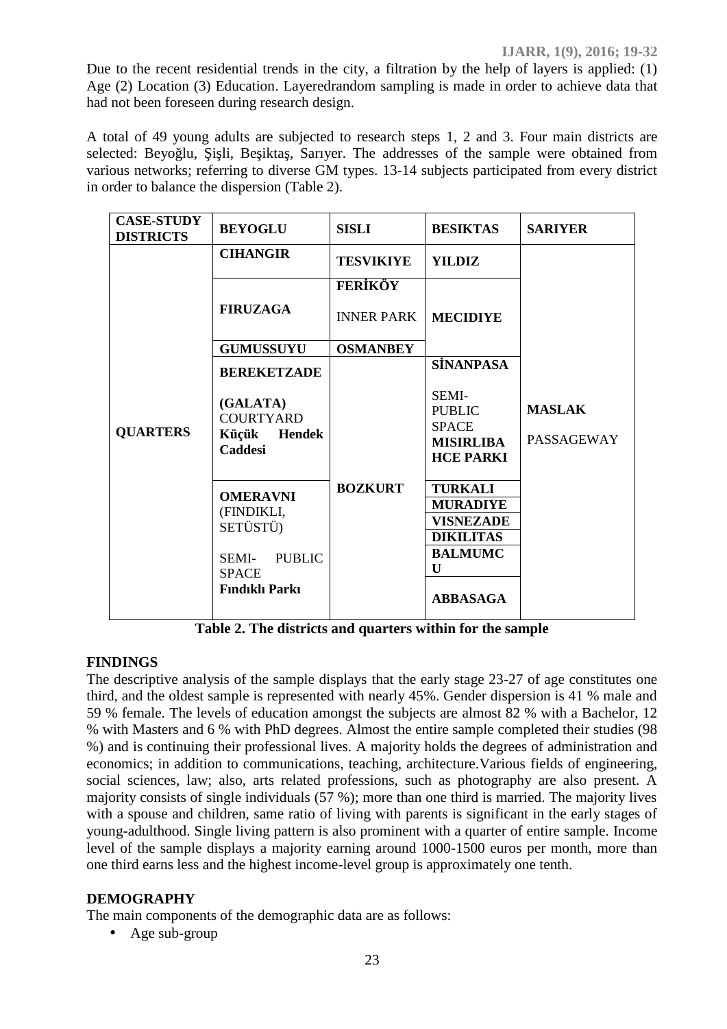Due to the recent residential trends in the city, a filtration by the help of layers is applied: (1) Age (2) Location (3) Education. Layeredrandom sampling is made in order to achieve data that had not been foreseen during research design.

A total of 49 young adults are subjected to research steps 1, 2 and 3. Four main districts are selected: Beyoğlu, Şişli, Beşiktaş, Sarıyer. The addresses of the sample were obtained from various networks; referring to diverse GM types. 13-14 subjects participated from every district in order to balance the dispersion (Table 2).

| **CASE-STUDY DISTRICTS** | **BEYOGLU** | **SISLI** | **BESIKTAS** | **SARIYER** |
|---|---|---|---|---|
| **QUARTERS** | **CIHANGIR** | **TESVIKIYE** | **YILDIZ** | **MASLAK** PASSAGEWAY |
| | **FIRUZAGA** | **FERİKÖY** INNER PARK | **MECIDIYE** | |
| | **GUMUSSUYU** | **OSMANBEY** | | |
| | **BEREKETZADE** **(GALATA)** COURTYARD **Küçük Hendek Caddesi** | **BOZKURT** | **SİNANPASA** SEMI-PUBLIC SPACE **MISIRLIBAHCE PARKI** | |
| | **OMERAVNI** (FINDIKLI, SETÜSTÜ) SEMI- PUBLIC SPACE **Fındıklı Parkı** | | **TURKALI** | |
| | | | **MURADIYE** | |
| | | | **VISNEZADE** | |
| | | | **DIKILITAS** | |
| | | | **BALMUMCU** | |
| | | | **ABBASAGA** | |

**Table 2. The districts and quarters within for the sample**

## FINDINGS

The descriptive analysis of the sample displays that the early stage 23-27 of age constitutes one third, and the oldest sample is represented with nearly 45%. Gender dispersion is 41 % male and 59 % female. The levels of education amongst the subjects are almost 82 % with a Bachelor, 12 % with Masters and 6 % with PhD degrees. Almost the entire sample completed their studies (98 %) and is continuing their professional lives. A majority holds the degrees of administration and economics; in addition to communications, teaching, architecture.Various fields of engineering, social sciences, law; also, arts related professions, such as photography are also present. A majority consists of single individuals (57 %); more than one third is married. The majority lives with a spouse and children, same ratio of living with parents is significant in the early stages of young-adulthood. Single living pattern is also prominent with a quarter of entire sample. Income level of the sample displays a majority earning around 1000-1500 euros per month, more than one third earns less and the highest income-level group is approximately one tenth.

## DEMOGRAPHY

The main components of the demographic data are as follows:

- Age sub-group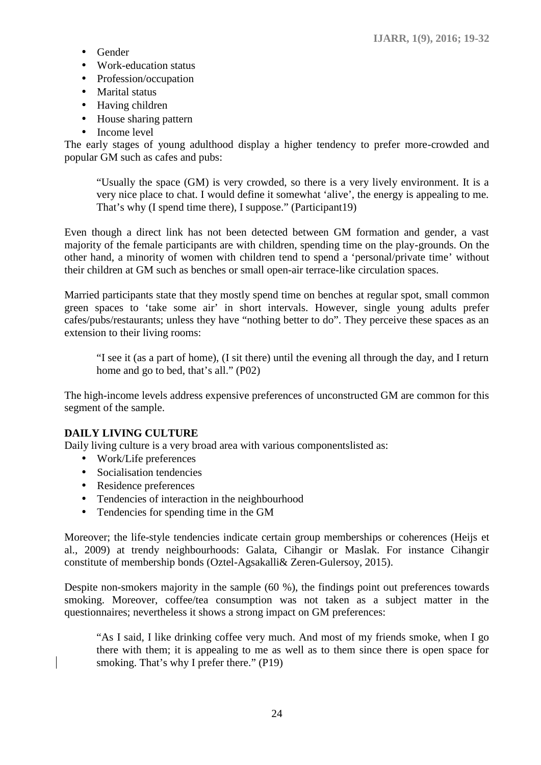- Gender
- Work-education status
- Profession/occupation
- Marital status
- Having children
- House sharing pattern
- Income level

The early stages of young adulthood display a higher tendency to prefer more-crowded and popular GM such as cafes and pubs:

> "Usually the space (GM) is very crowded, so there is a very lively environment. It is a very nice place to chat. I would define it somewhat 'alive', the energy is appealing to me. That's why (I spend time there), I suppose." (Participant19)

Even though a direct link has not been detected between GM formation and gender, a vast majority of the female participants are with children, spending time on the play-grounds. On the other hand, a minority of women with children tend to spend a 'personal/private time' without their children at GM such as benches or small open-air terrace-like circulation spaces.

Married participants state that they mostly spend time on benches at regular spot, small common green spaces to 'take some air' in short intervals. However, single young adults prefer cafes/pubs/restaurants; unless they have "nothing better to do". They perceive these spaces as an extension to their living rooms:

> "I see it (as a part of home), (I sit there) until the evening all through the day, and I return home and go to bed, that's all." (P02)

The high-income levels address expensive preferences of unconstructed GM are common for this segment of the sample.

**DAILY LIVING CULTURE**

Daily living culture is a very broad area with various componentslisted as:

- Work/Life preferences
- Socialisation tendencies
- Residence preferences
- Tendencies of interaction in the neighbourhood
- Tendencies for spending time in the GM

Moreover; the life-style tendencies indicate certain group memberships or coherences (Heijs et al., 2009) at trendy neighbourhoods: Galata, Cihangir or Maslak. For instance Cihangir constitute of membership bonds (Oztel-Agsakalli& Zeren-Gulersoy, 2015).

Despite non-smokers majority in the sample (60 %), the findings point out preferences towards smoking. Moreover, coffee/tea consumption was not taken as a subject matter in the questionnaires; nevertheless it shows a strong impact on GM preferences:

> "As I said, I like drinking coffee very much. And most of my friends smoke, when I go there with them; it is appealing to me as well as to them since there is open space for smoking. That's why I prefer there." (P19)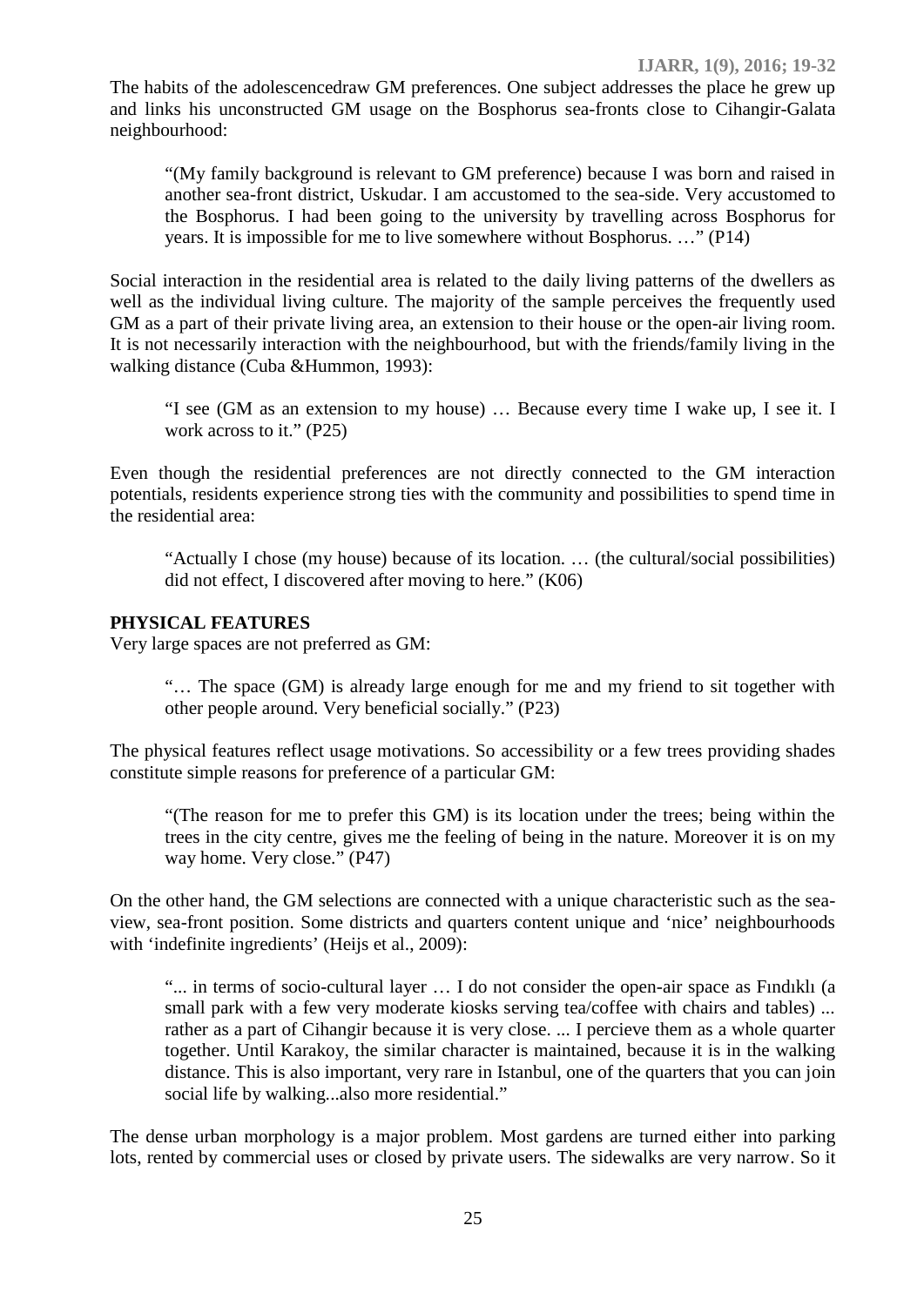The habits of the adolescencedraw GM preferences. One subject addresses the place he grew up and links his unconstructed GM usage on the Bosphorus sea-fronts close to Cihangir-Galata neighbourhood:

> "(My family background is relevant to GM preference) because I was born and raised in another sea-front district, Uskudar. I am accustomed to the sea-side. Very accustomed to the Bosphorus. I had been going to the university by travelling across Bosphorus for years. It is impossible for me to live somewhere without Bosphorus. …" (P14)

Social interaction in the residential area is related to the daily living patterns of the dwellers as well as the individual living culture. The majority of the sample perceives the frequently used GM as a part of their private living area, an extension to their house or the open-air living room. It is not necessarily interaction with the neighbourhood, but with the friends/family living in the walking distance (Cuba &Hummon, 1993):

> "I see (GM as an extension to my house) … Because every time I wake up, I see it. I work across to it." (P25)

Even though the residential preferences are not directly connected to the GM interaction potentials, residents experience strong ties with the community and possibilities to spend time in the residential area:

> "Actually I chose (my house) because of its location. … (the cultural/social possibilities) did not effect, I discovered after moving to here." (K06)

## PHYSICAL FEATURES

Very large spaces are not preferred as GM:

> "… The space (GM) is already large enough for me and my friend to sit together with other people around. Very beneficial socially." (P23)

The physical features reflect usage motivations. So accessibility or a few trees providing shades constitute simple reasons for preference of a particular GM:

> "(The reason for me to prefer this GM) is its location under the trees; being within the trees in the city centre, gives me the feeling of being in the nature. Moreover it is on my way home. Very close." (P47)

On the other hand, the GM selections are connected with a unique characteristic such as the sea-view, sea-front position. Some districts and quarters content unique and 'nice' neighbourhoods with 'indefinite ingredients' (Heijs et al., 2009):

> "... in terms of socio-cultural layer … I do not consider the open-air space as Fındıklı (a small park with a few very moderate kiosks serving tea/coffee with chairs and tables) ... rather as a part of Cihangir because it is very close. ... I percieve them as a whole quarter together. Until Karakoy, the similar character is maintained, because it is in the walking distance. This is also important, very rare in Istanbul, one of the quarters that you can join social life by walking...also more residential."

The dense urban morphology is a major problem. Most gardens are turned either into parking lots, rented by commercial uses or closed by private users. The sidewalks are very narrow. So it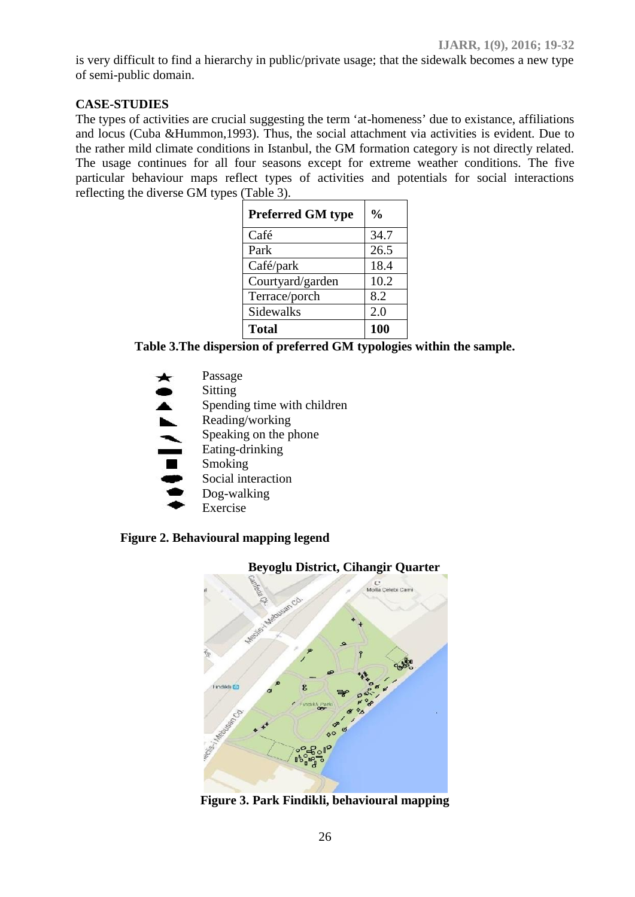is very difficult to find a hierarchy in public/private usage; that the sidewalk becomes a new type of semi-public domain.

## CASE-STUDIES

The types of activities are crucial suggesting the term 'at-homeness' due to existance, affiliations and locus (Cuba &Hummon,1993). Thus, the social attachment via activities is evident. Due to the rather mild climate conditions in Istanbul, the GM formation category is not directly related. The usage continues for all four seasons except for extreme weather conditions. The five particular behaviour maps reflect types of activities and potentials for social interactions reflecting the diverse GM types (Table 3).

| Preferred GM type | % |
|---|---|
| Café | 34.7 |
| Park | 26.5 |
| Café/park | 18.4 |
| Courtyard/garden | 10.2 |
| Terrace/porch | 8.2 |
| Sidewalks | 2.0 |
| **Total** | **100** |

**Table 3.The dispersion of preferred GM typologies within the sample.**

- Passage
- Sitting
- Spending time with children
- Reading/working
- Speaking on the phone
- Eating-drinking
- Smoking
- Social interaction
- Dog-walking
- Exercise

**Figure 2. Behavioural mapping legend**

**Beyoglu District, Cihangir Quarter**

**Figure 3. Park Findikli, behavioural mapping**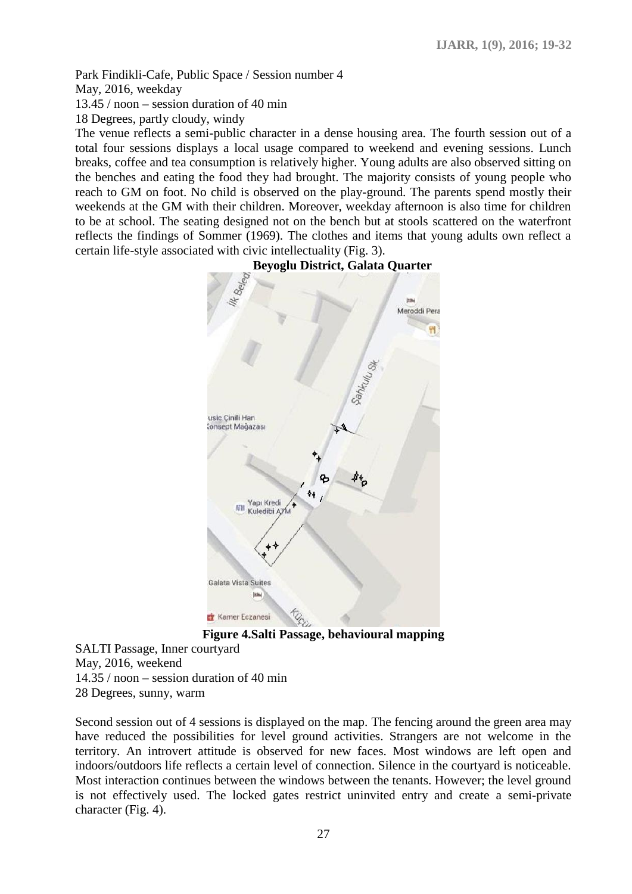Park Findikli-Cafe, Public Space / Session number 4
May, 2016, weekday
13.45 / noon – session duration of 40 min
18 Degrees, partly cloudy, windy

The venue reflects a semi-public character in a dense housing area. The fourth session out of a total four sessions displays a local usage compared to weekend and evening sessions. Lunch breaks, coffee and tea consumption is relatively higher. Young adults are also observed sitting on the benches and eating the food they had brought. The majority consists of young people who reach to GM on foot. No child is observed on the play-ground. The parents spend mostly their weekends at the GM with their children. Moreover, weekday afternoon is also time for children to be at school. The seating designed not on the bench but at stools scattered on the waterfront reflects the findings of Sommer (1969). The clothes and items that young adults own reflect a certain life-style associated with civic intellectuality (Fig. 3).

**Beyoglu District, Galata Quarter**

**Figure 4.Salti Passage, behavioural mapping**

SALTI Passage, Inner courtyard
May, 2016, weekend
14.35 / noon – session duration of 40 min
28 Degrees, sunny, warm

Second session out of 4 sessions is displayed on the map. The fencing around the green area may have reduced the possibilities for level ground activities. Strangers are not welcome in the territory. An introvert attitude is observed for new faces. Most windows are left open and indoors/outdoors life reflects a certain level of connection. Silence in the courtyard is noticeable. Most interaction continues between the windows between the tenants. However; the level ground is not effectively used. The locked gates restrict uninvited entry and create a semi-private character (Fig. 4).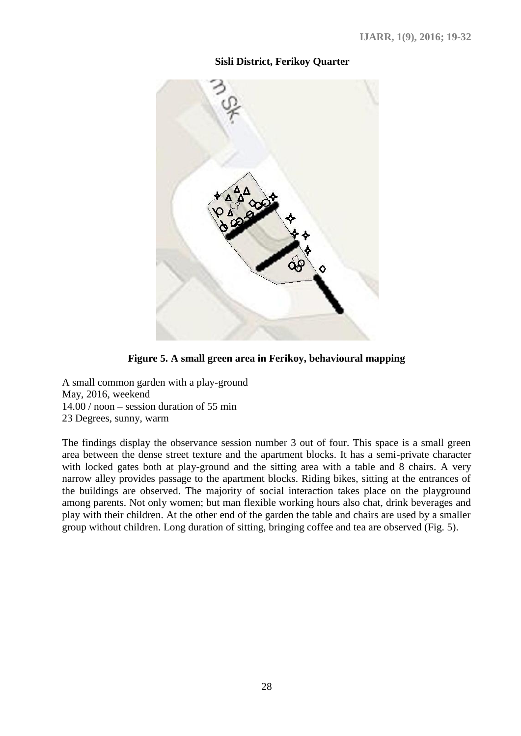**Sisli District, Ferikoy Quarter**

**Figure 5. A small green area in Ferikoy, behavioural mapping**

A small common garden with a play-ground
May, 2016, weekend
14.00 / noon – session duration of 55 min
23 Degrees, sunny, warm

The findings display the observance session number 3 out of four. This space is a small green area between the dense street texture and the apartment blocks. It has a semi-private character with locked gates both at play-ground and the sitting area with a table and 8 chairs. A very narrow alley provides passage to the apartment blocks. Riding bikes, sitting at the entrances of the buildings are observed. The majority of social interaction takes place on the playground among parents. Not only women; but man flexible working hours also chat, drink beverages and play with their children. At the other end of the garden the table and chairs are used by a smaller group without children. Long duration of sitting, bringing coffee and tea are observed (Fig. 5).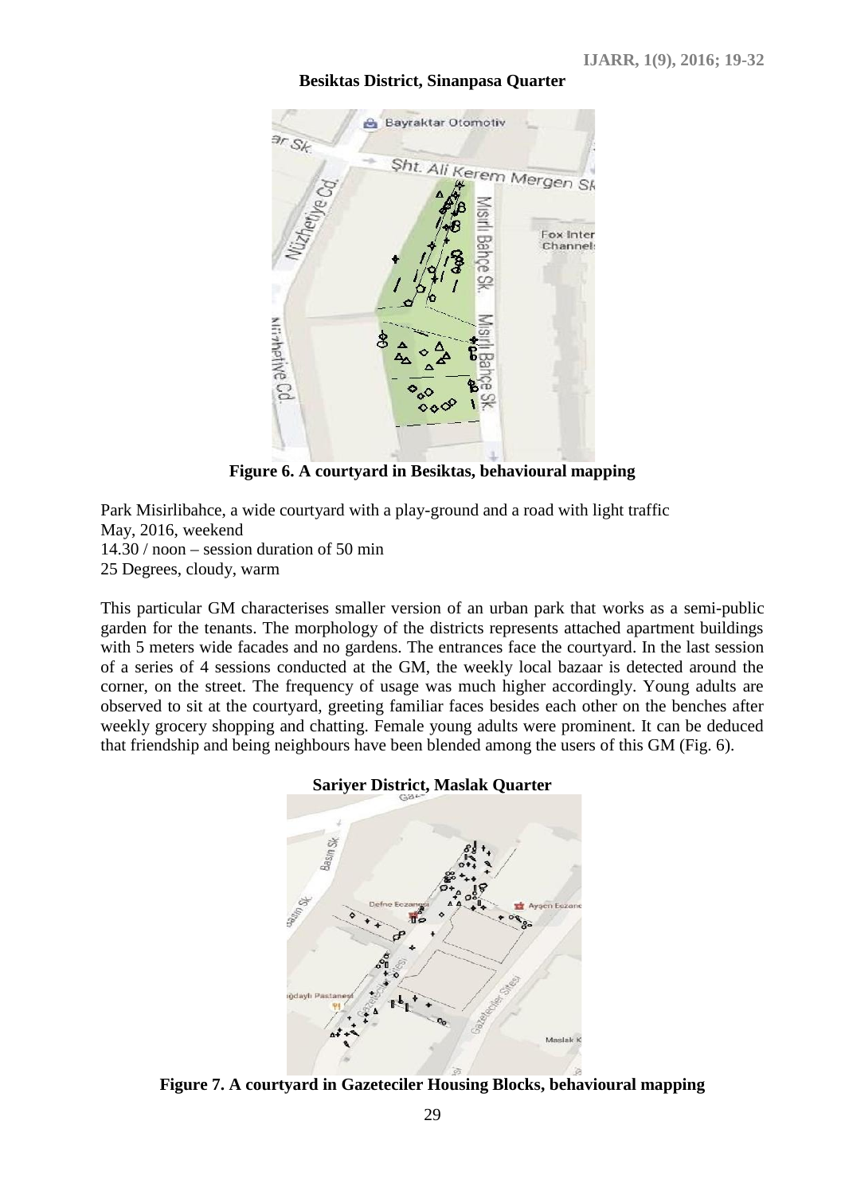**Besiktas District, Sinanpasa Quarter**

**Figure 6. A courtyard in Besiktas, behavioural mapping**

Park Misirlibahce, a wide courtyard with a play-ground and a road with light traffic
May, 2016, weekend
14.30 / noon – session duration of 50 min
25 Degrees, cloudy, warm

This particular GM characterises smaller version of an urban park that works as a semi-public garden for the tenants. The morphology of the districts represents attached apartment buildings with 5 meters wide facades and no gardens. The entrances face the courtyard. In the last session of a series of 4 sessions conducted at the GM, the weekly local bazaar is detected around the corner, on the street. The frequency of usage was much higher accordingly. Young adults are observed to sit at the courtyard, greeting familiar faces besides each other on the benches after weekly grocery shopping and chatting. Female young adults were prominent. It can be deduced that friendship and being neighbours have been blended among the users of this GM (Fig. 6).

**Sariyer District, Maslak Quarter**

**Figure 7. A courtyard in Gazeteciler Housing Blocks, behavioural mapping**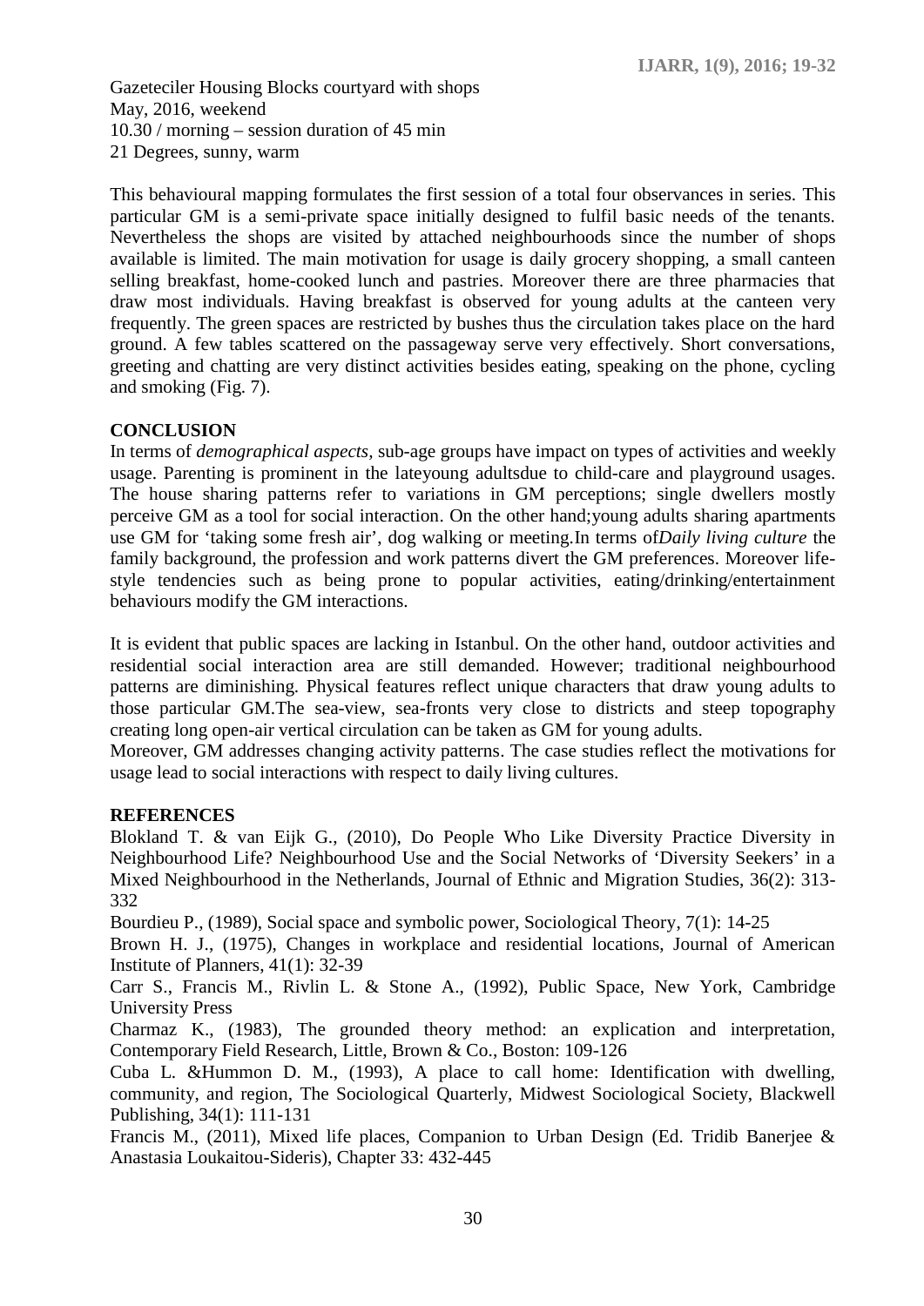Gazeteciler Housing Blocks courtyard with shops
May, 2016, weekend
10.30 / morning – session duration of 45 min
21 Degrees, sunny, warm

This behavioural mapping formulates the first session of a total four observances in series. This particular GM is a semi-private space initially designed to fulfil basic needs of the tenants. Nevertheless the shops are visited by attached neighbourhoods since the number of shops available is limited. The main motivation for usage is daily grocery shopping, a small canteen selling breakfast, home-cooked lunch and pastries. Moreover there are three pharmacies that draw most individuals. Having breakfast is observed for young adults at the canteen very frequently. The green spaces are restricted by bushes thus the circulation takes place on the hard ground. A few tables scattered on the passageway serve very effectively. Short conversations, greeting and chatting are very distinct activities besides eating, speaking on the phone, cycling and smoking (Fig. 7).

## CONCLUSION

In terms of *demographical aspects*, sub-age groups have impact on types of activities and weekly usage. Parenting is prominent in the lateyoung adultsdue to child-care and playground usages. The house sharing patterns refer to variations in GM perceptions; single dwellers mostly perceive GM as a tool for social interaction. On the other hand;young adults sharing apartments use GM for 'taking some fresh air', dog walking or meeting.In terms of*Daily living culture* the family background, the profession and work patterns divert the GM preferences. Moreover life-style tendencies such as being prone to popular activities, eating/drinking/entertainment behaviours modify the GM interactions.

It is evident that public spaces are lacking in Istanbul. On the other hand, outdoor activities and residential social interaction area are still demanded. However; traditional neighbourhood patterns are diminishing. Physical features reflect unique characters that draw young adults to those particular GM.The sea-view, sea-fronts very close to districts and steep topography creating long open-air vertical circulation can be taken as GM for young adults.
Moreover, GM addresses changing activity patterns. The case studies reflect the motivations for usage lead to social interactions with respect to daily living cultures.

## REFERENCES

Blokland T. & van Eijk G., (2010), Do People Who Like Diversity Practice Diversity in Neighbourhood Life? Neighbourhood Use and the Social Networks of 'Diversity Seekers' in a Mixed Neighbourhood in the Netherlands, Journal of Ethnic and Migration Studies, 36(2): 313-332

Bourdieu P., (1989), Social space and symbolic power, Sociological Theory, 7(1): 14-25

Brown H. J., (1975), Changes in workplace and residential locations, Journal of American Institute of Planners, 41(1): 32-39

Carr S., Francis M., Rivlin L. & Stone A., (1992), Public Space, New York, Cambridge University Press

Charmaz K., (1983), The grounded theory method: an explication and interpretation, Contemporary Field Research, Little, Brown & Co., Boston: 109-126

Cuba L. &Hummon D. M., (1993), A place to call home: Identification with dwelling, community, and region, The Sociological Quarterly, Midwest Sociological Society, Blackwell Publishing, 34(1): 111-131

Francis M., (2011), Mixed life places, Companion to Urban Design (Ed. Tridib Banerjee & Anastasia Loukaitou-Sideris), Chapter 33: 432-445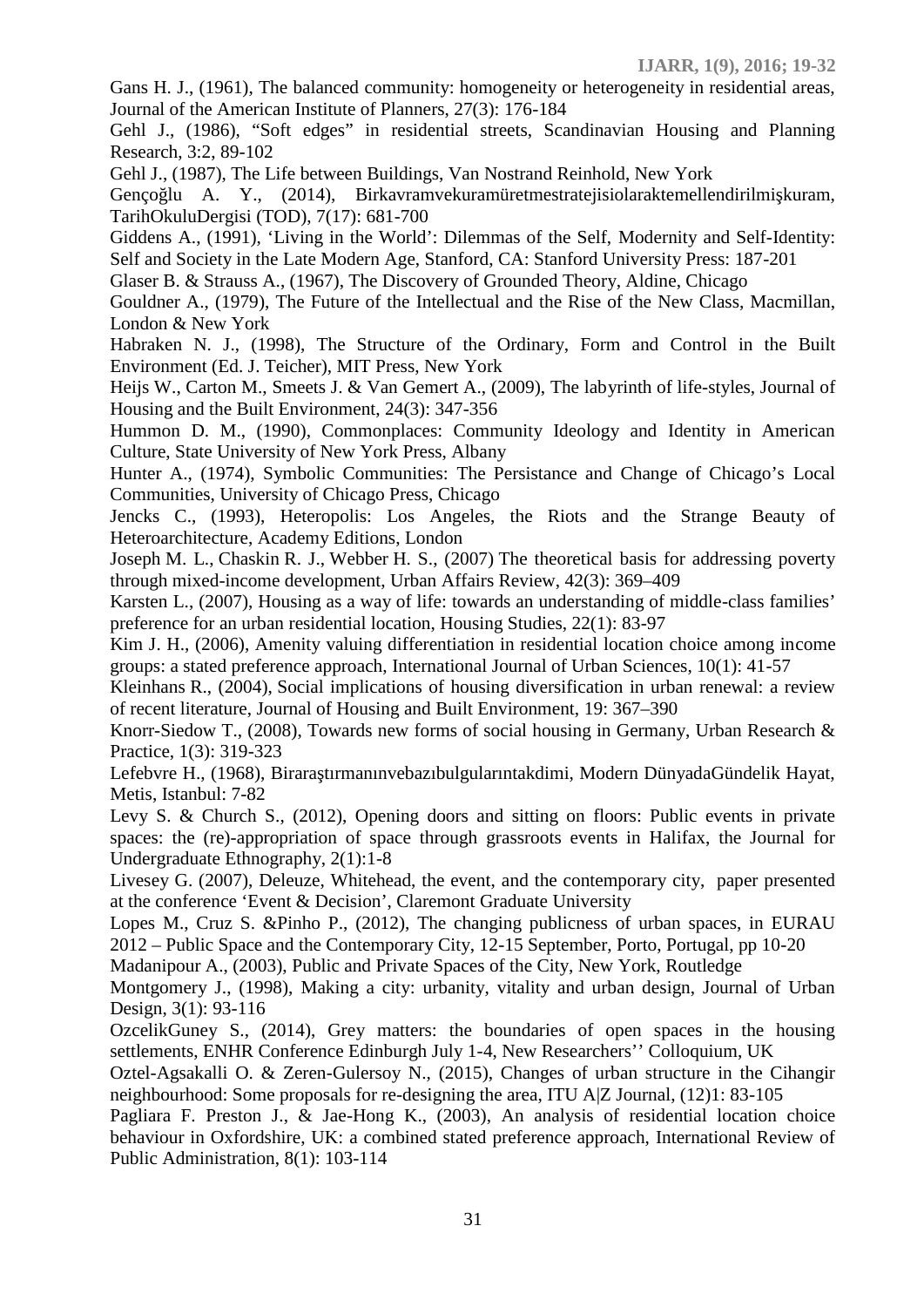Gans H. J., (1961), The balanced community: homogeneity or heterogeneity in residential areas, Journal of the American Institute of Planners, 27(3): 176-184

Gehl J., (1986), "Soft edges" in residential streets, Scandinavian Housing and Planning Research, 3:2, 89-102

Gehl J., (1987), The Life between Buildings, Van Nostrand Reinhold, New York

Gençoğlu A. Y., (2014), Birkavramvekuramüretmestratejisiolaraktemellendirilmişkuram, TarihOkuluDergisi (TOD), 7(17): 681-700

Giddens A., (1991), 'Living in the World': Dilemmas of the Self, Modernity and Self-Identity: Self and Society in the Late Modern Age, Stanford, CA: Stanford University Press: 187-201

Glaser B. & Strauss A., (1967), The Discovery of Grounded Theory, Aldine, Chicago

Gouldner A., (1979), The Future of the Intellectual and the Rise of the New Class, Macmillan, London & New York

Habraken N. J., (1998), The Structure of the Ordinary, Form and Control in the Built Environment (Ed. J. Teicher), MIT Press, New York

Heijs W., Carton M., Smeets J. & Van Gemert A., (2009), The labyrinth of life-styles, Journal of Housing and the Built Environment, 24(3): 347-356

Hummon D. M., (1990), Commonplaces: Community Ideology and Identity in American Culture, State University of New York Press, Albany

Hunter A., (1974), Symbolic Communities: The Persistance and Change of Chicago's Local Communities, University of Chicago Press, Chicago

Jencks C., (1993), Heteropolis: Los Angeles, the Riots and the Strange Beauty of Heteroarchitecture, Academy Editions, London

Joseph M. L., Chaskin R. J., Webber H. S., (2007) The theoretical basis for addressing poverty through mixed-income development, Urban Affairs Review, 42(3): 369–409

Karsten L., (2007), Housing as a way of life: towards an understanding of middle-class families' preference for an urban residential location, Housing Studies, 22(1): 83-97

Kim J. H., (2006), Amenity valuing differentiation in residential location choice among income groups: a stated preference approach, International Journal of Urban Sciences, 10(1): 41-57

Kleinhans R., (2004), Social implications of housing diversification in urban renewal: a review of recent literature, Journal of Housing and Built Environment, 19: 367–390

Knorr-Siedow T., (2008), Towards new forms of social housing in Germany, Urban Research & Practice, 1(3): 319-323

Lefebvre H., (1968), Biraraştırmanınvebazıbulgularıntakdimi, Modern DünyadaGündelik Hayat, Metis, Istanbul: 7-82

Levy S. & Church S., (2012), Opening doors and sitting on floors: Public events in private spaces: the (re)-appropriation of space through grassroots events in Halifax, the Journal for Undergraduate Ethnography, 2(1):1-8

Livesey G. (2007), Deleuze, Whitehead, the event, and the contemporary city, paper presented at the conference 'Event & Decision', Claremont Graduate University

Lopes M., Cruz S. &Pinho P., (2012), The changing publicness of urban spaces, in EURAU 2012 – Public Space and the Contemporary City, 12-15 September, Porto, Portugal, pp 10-20

Madanipour A., (2003), Public and Private Spaces of the City, New York, Routledge

Montgomery J., (1998), Making a city: urbanity, vitality and urban design, Journal of Urban Design, 3(1): 93-116

OzcelikGuney S., (2014), Grey matters: the boundaries of open spaces in the housing settlements, ENHR Conference Edinburgh July 1-4, New Researchers'' Colloquium, UK

Oztel-Agsakalli O. & Zeren-Gulersoy N., (2015), Changes of urban structure in the Cihangir neighbourhood: Some proposals for re-designing the area, ITU A|Z Journal, (12)1: 83-105

Pagliara F. Preston J., & Jae-Hong K., (2003), An analysis of residential location choice behaviour in Oxfordshire, UK: a combined stated preference approach, International Review of Public Administration, 8(1): 103-114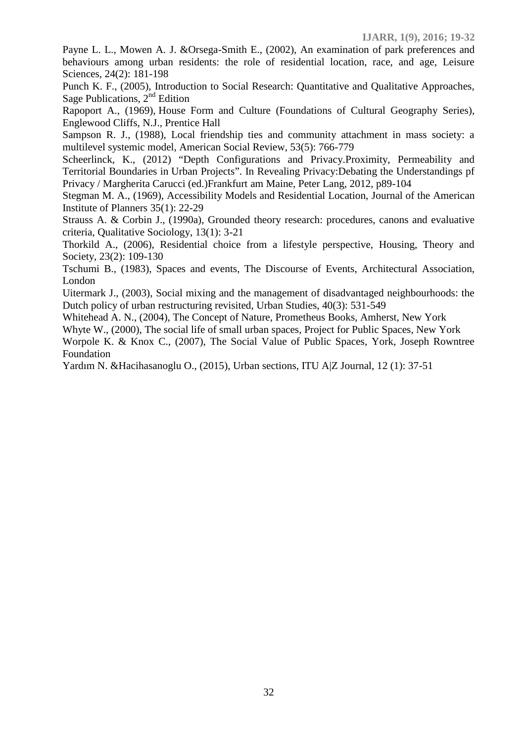Payne L. L., Mowen A. J. &Orsega-Smith E., (2002), An examination of park preferences and behaviours among urban residents: the role of residential location, race, and age, Leisure Sciences, 24(2): 181-198

Punch K. F., (2005), Introduction to Social Research: Quantitative and Qualitative Approaches, Sage Publications, 2nd Edition

Rapoport A., (1969), House Form and Culture (Foundations of Cultural Geography Series), Englewood Cliffs, N.J., Prentice Hall

Sampson R. J., (1988), Local friendship ties and community attachment in mass society: a multilevel systemic model, American Social Review, 53(5): 766-779

Scheerlinck, K., (2012) "Depth Configurations and Privacy.Proximity, Permeability and Territorial Boundaries in Urban Projects". In Revealing Privacy:Debating the Understandings pf Privacy / Margherita Carucci (ed.)Frankfurt am Maine, Peter Lang, 2012, p89-104

Stegman M. A., (1969), Accessibility Models and Residential Location, Journal of the American Institute of Planners 35(1): 22-29

Strauss A. & Corbin J., (1990a), Grounded theory research: procedures, canons and evaluative criteria, Qualitative Sociology, 13(1): 3-21

Thorkild A., (2006), Residential choice from a lifestyle perspective, Housing, Theory and Society, 23(2): 109-130

Tschumi B., (1983), Spaces and events, The Discourse of Events, Architectural Association, London

Uitermark J., (2003), Social mixing and the management of disadvantaged neighbourhoods: the Dutch policy of urban restructuring revisited, Urban Studies, 40(3): 531-549

Whitehead A. N., (2004), The Concept of Nature, Prometheus Books, Amherst, New York

Whyte W., (2000), The social life of small urban spaces, Project for Public Spaces, New York

Worpole K. & Knox C., (2007), The Social Value of Public Spaces, York, Joseph Rowntree Foundation

Yardım N. &Hacihasanoglu O., (2015), Urban sections, ITU A|Z Journal, 12 (1): 37-51